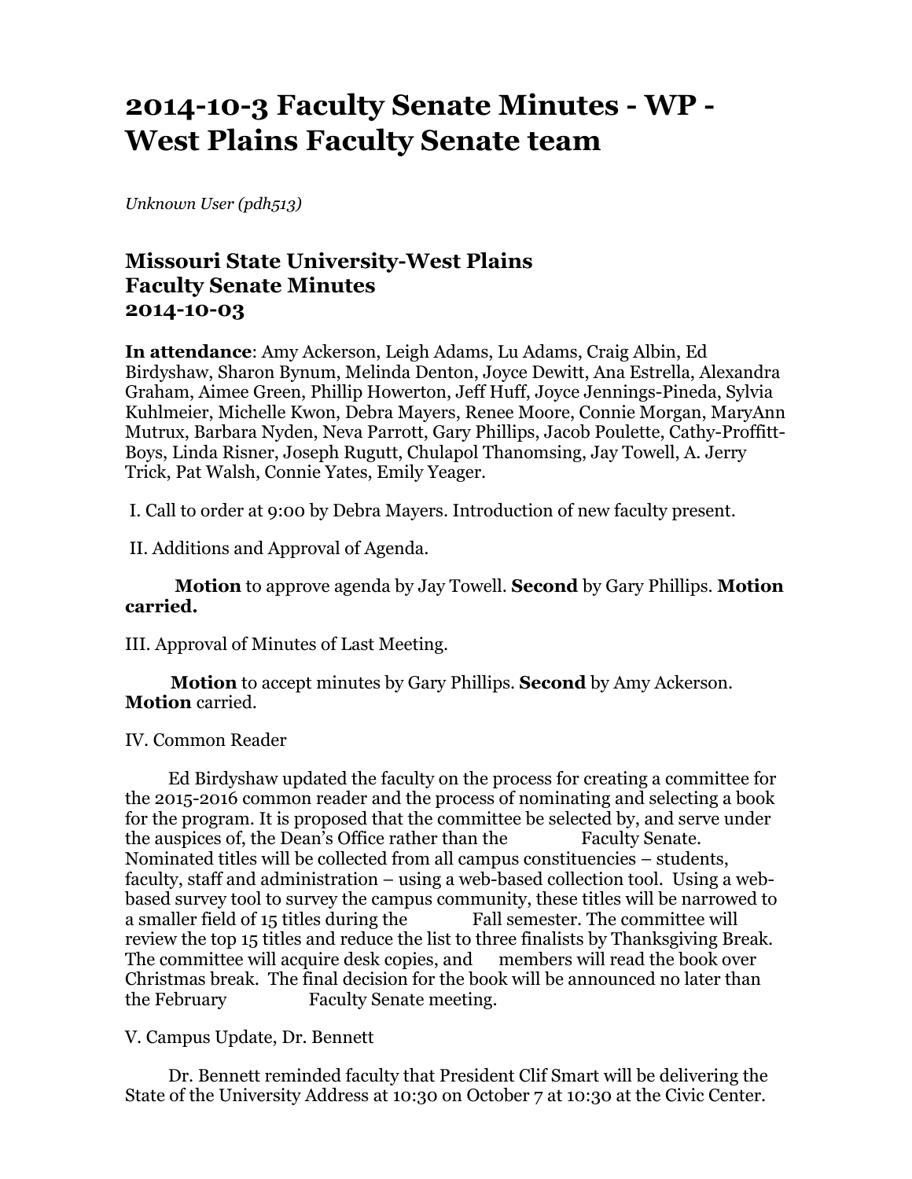# 2014-10-3 Faculty Senate Minutes - WP - West Plains Faculty Senate team

*Unknown User (pdh513)*

## Missouri State University-West Plains
## Faculty Senate Minutes
## 2014-10-03

**In attendance**: Amy Ackerson, Leigh Adams, Lu Adams, Craig Albin, Ed Birdyshaw, Sharon Bynum, Melinda Denton, Joyce Dewitt, Ana Estrella, Alexandra Graham, Aimee Green, Phillip Howerton, Jeff Huff, Joyce Jennings-Pineda, Sylvia Kuhlmeier, Michelle Kwon, Debra Mayers, Renee Moore, Connie Morgan, MaryAnn Mutrux, Barbara Nyden, Neva Parrott, Gary Phillips, Jacob Poulette, Cathy-Proffitt-Boys, Linda Risner, Joseph Rugutt, Chulapol Thanomsing, Jay Towell, A. Jerry Trick, Pat Walsh, Connie Yates, Emily Yeager.

I. Call to order at 9:00 by Debra Mayers. Introduction of new faculty present.

II. Additions and Approval of Agenda.

**Motion** to approve agenda by Jay Towell. **Second** by Gary Phillips. **Motion carried.**

III. Approval of Minutes of Last Meeting.

**Motion** to accept minutes by Gary Phillips. **Second** by Amy Ackerson. **Motion** carried.

IV. Common Reader

Ed Birdyshaw updated the faculty on the process for creating a committee for the 2015-2016 common reader and the process of nominating and selecting a book for the program. It is proposed that the committee be selected by, and serve under the auspices of, the Dean's Office rather than the Faculty Senate. Nominated titles will be collected from all campus constituencies – students, faculty, staff and administration – using a web-based collection tool. Using a web-based survey tool to survey the campus community, these titles will be narrowed to a smaller field of 15 titles during the Fall semester. The committee will review the top 15 titles and reduce the list to three finalists by Thanksgiving Break. The committee will acquire desk copies, and members will read the book over Christmas break. The final decision for the book will be announced no later than the February Faculty Senate meeting.

V. Campus Update, Dr. Bennett

Dr. Bennett reminded faculty that President Clif Smart will be delivering the State of the University Address at 10:30 on October 7 at 10:30 at the Civic Center.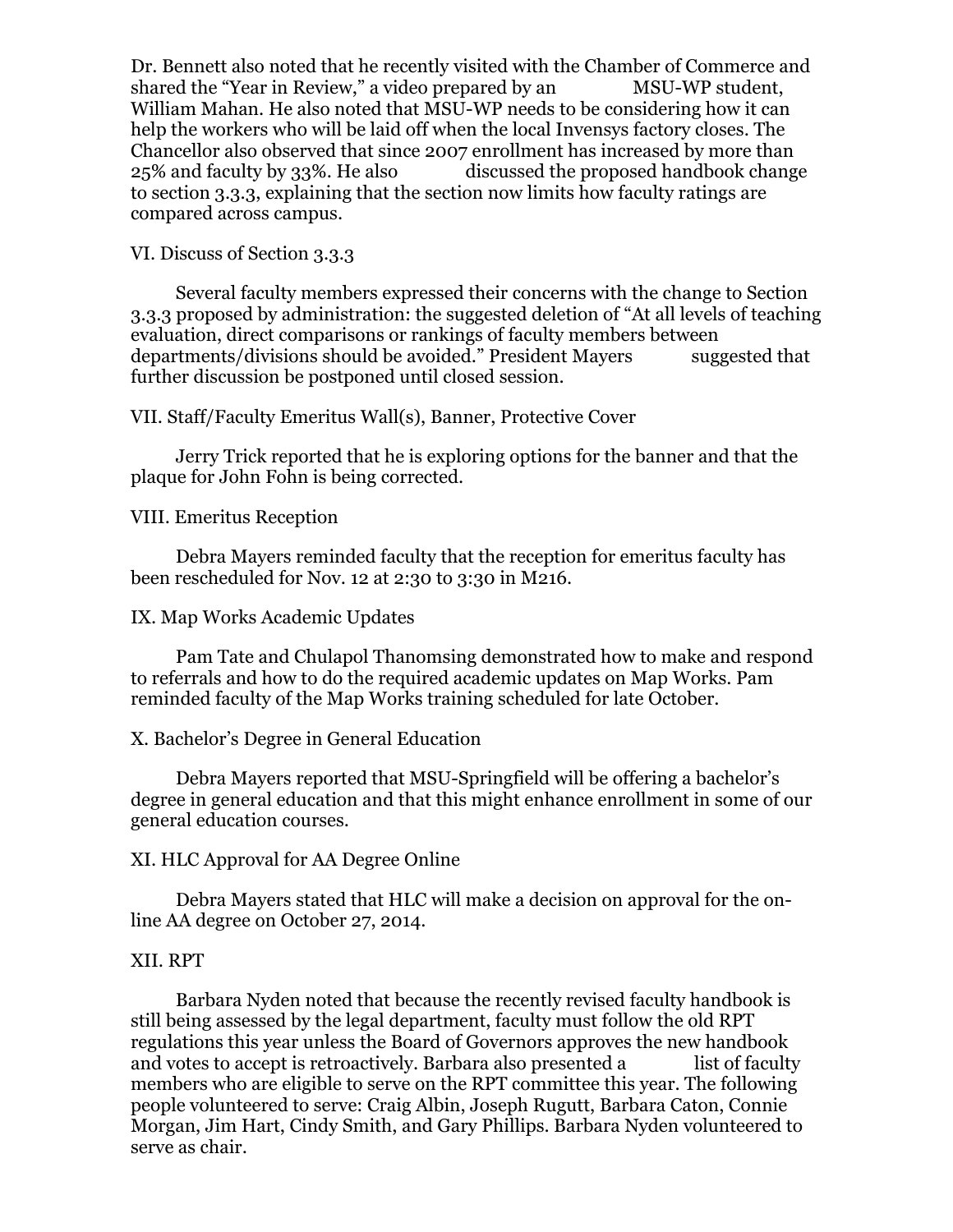Dr. Bennett also noted that he recently visited with the Chamber of Commerce and shared the "Year in Review," a video prepared by an MSU-WP student, William Mahan. He also noted that MSU-WP needs to be considering how it can help the workers who will be laid off when the local Invensys factory closes. The Chancellor also observed that since 2007 enrollment has increased by more than 25% and faculty by 33%. He also discussed the proposed handbook change to section 3.3.3, explaining that the section now limits how faculty ratings are compared across campus.

VI. Discuss of Section 3.3.3

Several faculty members expressed their concerns with the change to Section 3.3.3 proposed by administration: the suggested deletion of "At all levels of teaching evaluation, direct comparisons or rankings of faculty members between departments/divisions should be avoided." President Mayers suggested that further discussion be postponed until closed session.

VII. Staff/Faculty Emeritus Wall(s), Banner, Protective Cover

Jerry Trick reported that he is exploring options for the banner and that the plaque for John Fohn is being corrected.

VIII. Emeritus Reception

Debra Mayers reminded faculty that the reception for emeritus faculty has been rescheduled for Nov. 12 at 2:30 to 3:30 in M216.

IX. Map Works Academic Updates

Pam Tate and Chulapol Thanomsing demonstrated how to make and respond to referrals and how to do the required academic updates on Map Works. Pam reminded faculty of the Map Works training scheduled for late October.

X. Bachelor's Degree in General Education

Debra Mayers reported that MSU-Springfield will be offering a bachelor's degree in general education and that this might enhance enrollment in some of our general education courses.

XI. HLC Approval for AA Degree Online

Debra Mayers stated that HLC will make a decision on approval for the on-line AA degree on October 27, 2014.

XII. RPT

Barbara Nyden noted that because the recently revised faculty handbook is still being assessed by the legal department, faculty must follow the old RPT regulations this year unless the Board of Governors approves the new handbook and votes to accept is retroactively. Barbara also presented a list of faculty members who are eligible to serve on the RPT committee this year. The following people volunteered to serve: Craig Albin, Joseph Rugutt, Barbara Caton, Connie Morgan, Jim Hart, Cindy Smith, and Gary Phillips. Barbara Nyden volunteered to serve as chair.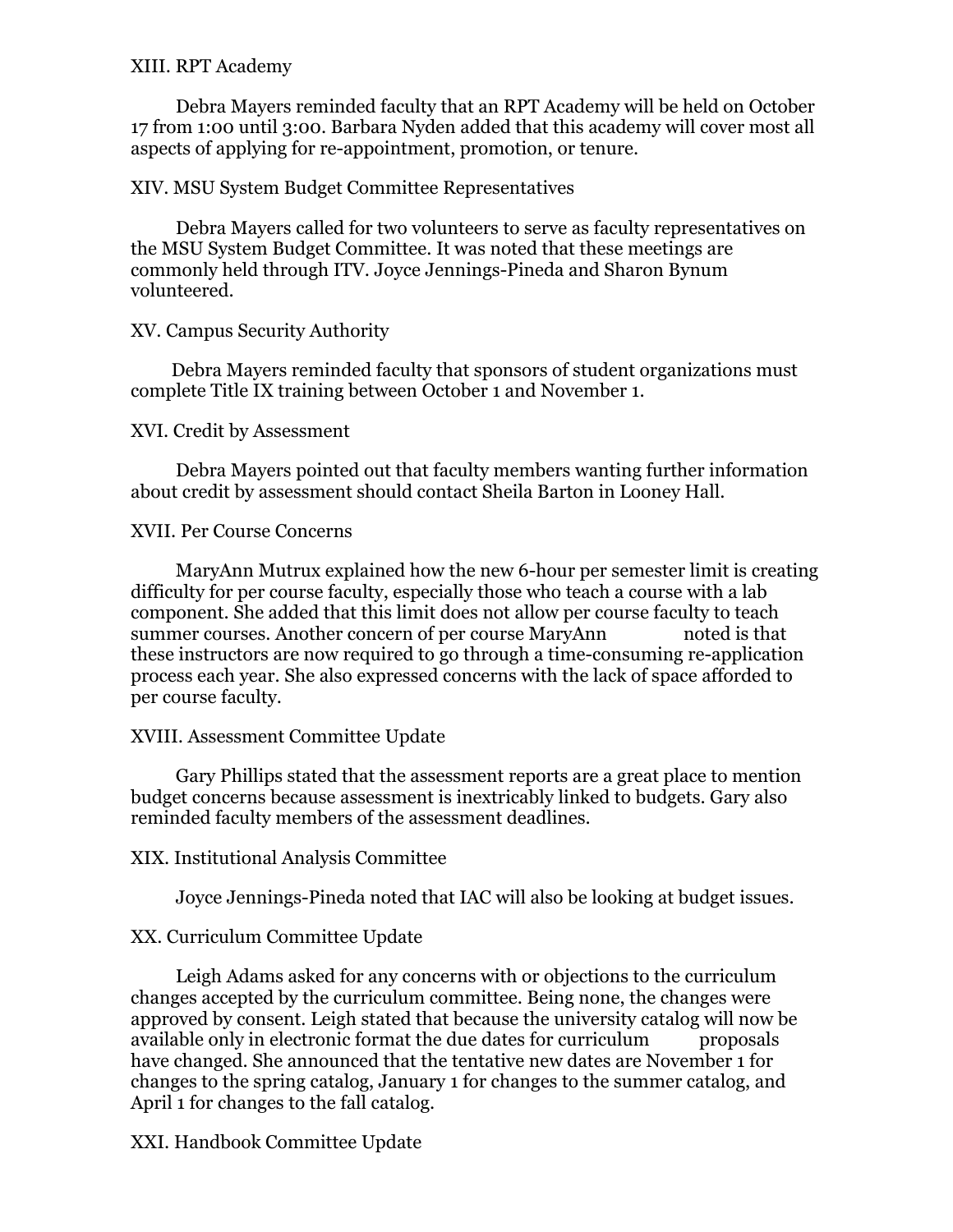## XIII. RPT Academy

Debra Mayers reminded faculty that an RPT Academy will be held on October 17 from 1:00 until 3:00. Barbara Nyden added that this academy will cover most all aspects of applying for re-appointment, promotion, or tenure.

## XIV. MSU System Budget Committee Representatives

Debra Mayers called for two volunteers to serve as faculty representatives on the MSU System Budget Committee. It was noted that these meetings are commonly held through ITV. Joyce Jennings-Pineda and Sharon Bynum volunteered.

## XV. Campus Security Authority

Debra Mayers reminded faculty that sponsors of student organizations must complete Title IX training between October 1 and November 1.

## XVI. Credit by Assessment

Debra Mayers pointed out that faculty members wanting further information about credit by assessment should contact Sheila Barton in Looney Hall.

## XVII. Per Course Concerns

MaryAnn Mutrux explained how the new 6-hour per semester limit is creating difficulty for per course faculty, especially those who teach a course with a lab component. She added that this limit does not allow per course faculty to teach summer courses. Another concern of per course MaryAnn noted is that these instructors are now required to go through a time-consuming re-application process each year. She also expressed concerns with the lack of space afforded to per course faculty.

## XVIII. Assessment Committee Update

Gary Phillips stated that the assessment reports are a great place to mention budget concerns because assessment is inextricably linked to budgets. Gary also reminded faculty members of the assessment deadlines.

## XIX. Institutional Analysis Committee

Joyce Jennings-Pineda noted that IAC will also be looking at budget issues.

## XX. Curriculum Committee Update

Leigh Adams asked for any concerns with or objections to the curriculum changes accepted by the curriculum committee. Being none, the changes were approved by consent. Leigh stated that because the university catalog will now be available only in electronic format the due dates for curriculum proposals have changed. She announced that the tentative new dates are November 1 for changes to the spring catalog, January 1 for changes to the summer catalog, and April 1 for changes to the fall catalog.

## XXI. Handbook Committee Update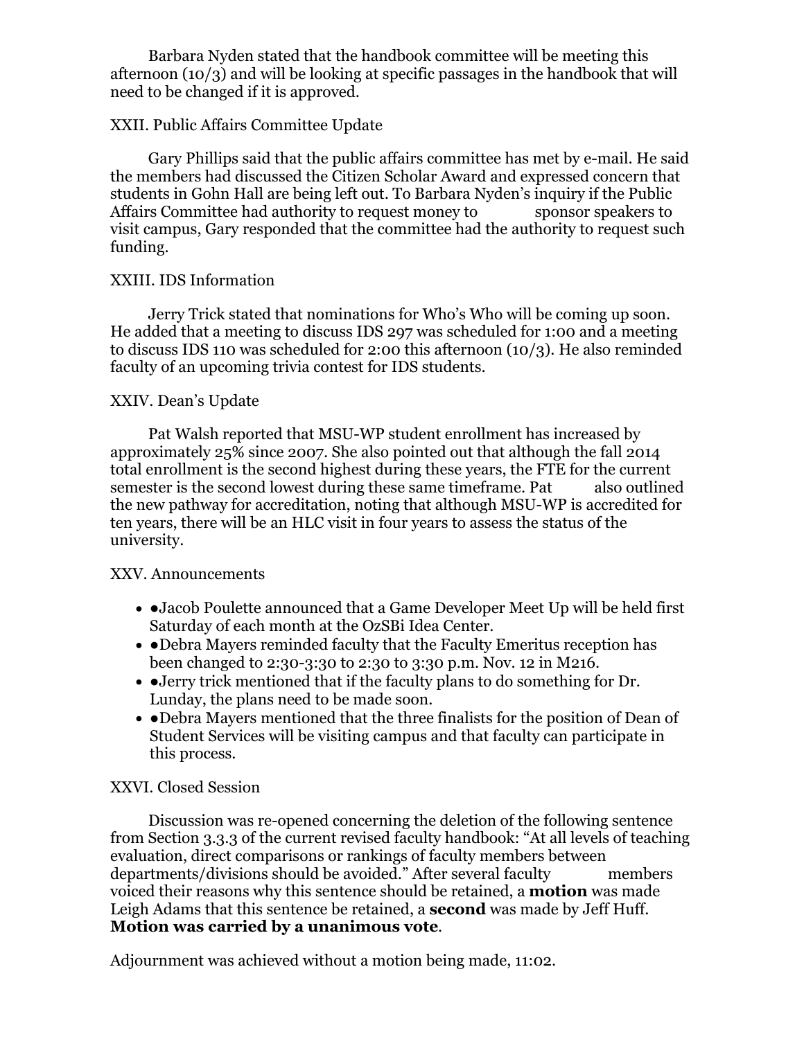Barbara Nyden stated that the handbook committee will be meeting this afternoon (10/3) and will be looking at specific passages in the handbook that will need to be changed if it is approved.

XXII. Public Affairs Committee Update

Gary Phillips said that the public affairs committee has met by e-mail. He said the members had discussed the Citizen Scholar Award and expressed concern that students in Gohn Hall are being left out. To Barbara Nyden's inquiry if the Public Affairs Committee had authority to request money to sponsor speakers to visit campus, Gary responded that the committee had the authority to request such funding.

XXIII. IDS Information

Jerry Trick stated that nominations for Who's Who will be coming up soon. He added that a meeting to discuss IDS 297 was scheduled for 1:00 and a meeting to discuss IDS 110 was scheduled for 2:00 this afternoon (10/3). He also reminded faculty of an upcoming trivia contest for IDS students.

XXIV. Dean's Update

Pat Walsh reported that MSU-WP student enrollment has increased by approximately 25% since 2007. She also pointed out that although the fall 2014 total enrollment is the second highest during these years, the FTE for the current semester is the second lowest during these same timeframe. Pat also outlined the new pathway for accreditation, noting that although MSU-WP is accredited for ten years, there will be an HLC visit in four years to assess the status of the university.

XXV. Announcements

- ●Jacob Poulette announced that a Game Developer Meet Up will be held first Saturday of each month at the OzSBi Idea Center.
- ●Debra Mayers reminded faculty that the Faculty Emeritus reception has been changed to 2:30-3:30 to 2:30 to 3:30 p.m. Nov. 12 in M216.
- ●Jerry trick mentioned that if the faculty plans to do something for Dr. Lunday, the plans need to be made soon.
- ●Debra Mayers mentioned that the three finalists for the position of Dean of Student Services will be visiting campus and that faculty can participate in this process.

XXVI. Closed Session

Discussion was re-opened concerning the deletion of the following sentence from Section 3.3.3 of the current revised faculty handbook: "At all levels of teaching evaluation, direct comparisons or rankings of faculty members between departments/divisions should be avoided." After several faculty members voiced their reasons why this sentence should be retained, a **motion** was made Leigh Adams that this sentence be retained, a **second** was made by Jeff Huff. **Motion was carried by a unanimous vote**.

Adjournment was achieved without a motion being made, 11:02.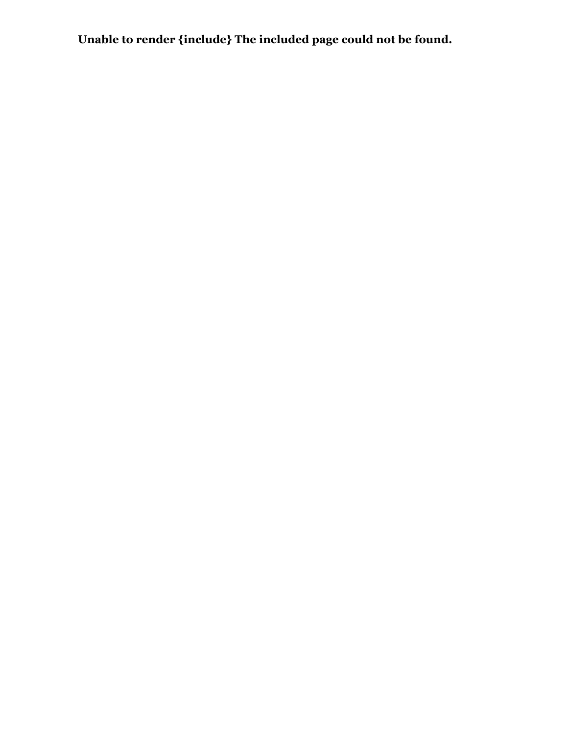**Unable to render {include} The included page could not be found.**